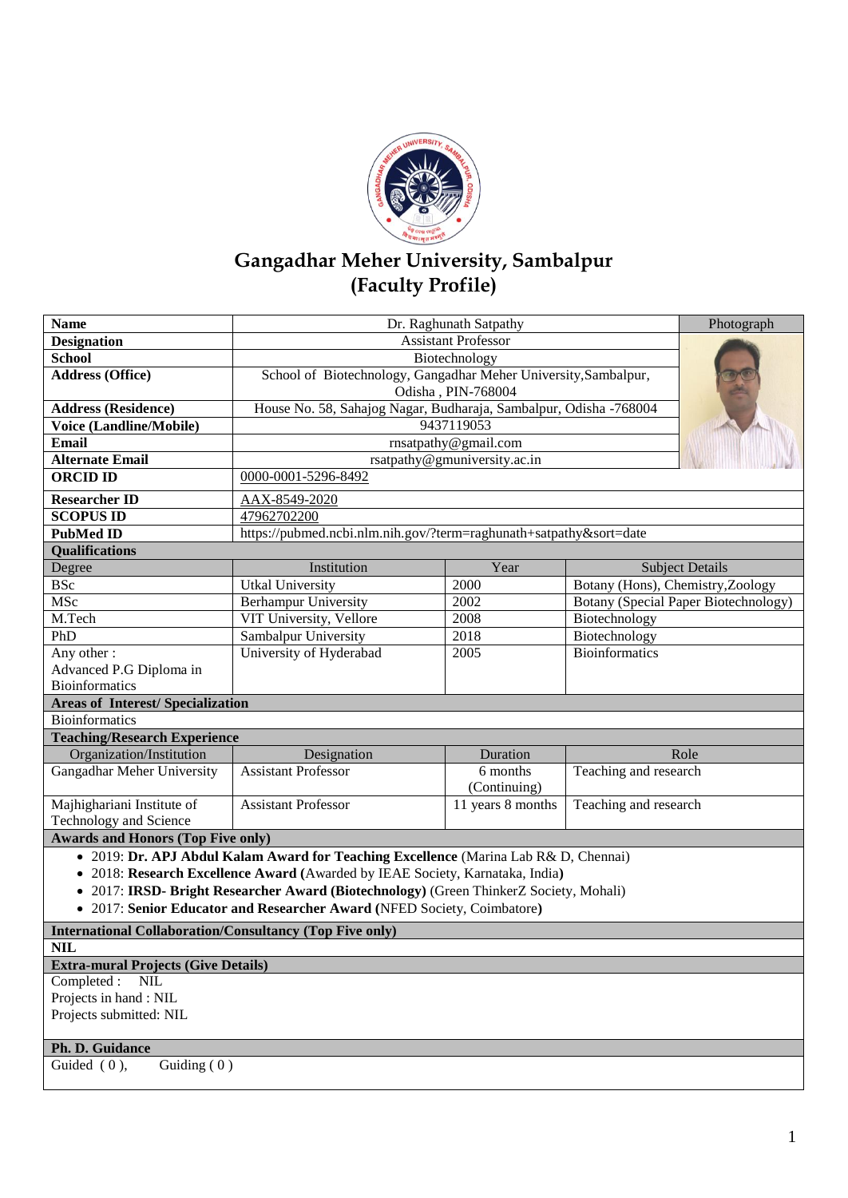# Gangadhar Meher University, Sambalpur
## (Faculty Profile)

| Name | Dr. Raghunath Satpathy | Photograph |
|---|---|---|
| Designation | Assistant Professor | |
| School | Biotechnology | |
| Address (Office) | School of Biotechnology, Gangadhar Meher University,Sambalpur, Odisha , PIN-768004 | |
| Address (Residence) | House No. 58, Sahajog Nagar, Budharaja, Sambalpur, Odisha -768004 | |
| Voice (Landline/Mobile) | 9437119053 | |
| Email | rnsatpathy@gmail.com | |
| Alternate Email | rsatpathy@gmuniversity.ac.in | |
| ORCID ID | 0000-0001-5296-8492 | |
| Researcher ID | AAX-8549-2020 | |
| SCOPUS ID | 47962702200 | |
| PubMed ID | https://pubmed.ncbi.nlm.nih.gov/?term=raghunath+satpathy&sort=date | |

**Qualifications**

| Degree | Institution | Year | Subject Details |
|---|---|---|---|
| BSc | Utkal University | 2000 | Botany (Hons), Chemistry,Zoology |
| MSc | Berhampur University | 2002 | Botany (Special Paper Biotechnology) |
| M.Tech | VIT University, Vellore | 2008 | Biotechnology |
| PhD | Sambalpur University | 2018 | Biotechnology |
| Any other : Advanced P.G Diploma in Bioinformatics | University of Hyderabad | 2005 | Bioinformatics |

**Areas of Interest/ Specialization**

Bioinformatics

**Teaching/Research Experience**

| Organization/Institution | Designation | Duration | Role |
|---|---|---|---|
| Gangadhar Meher University | Assistant Professor | 6 months (Continuing) | Teaching and research |
| Majhighariani Institute of Technology and Science | Assistant Professor | 11 years 8 months | Teaching and research |

**Awards and Honors (Top Five only)**

- 2019: **Dr. APJ Abdul Kalam Award for Teaching Excellence** (Marina Lab R& D, Chennai)
- 2018: **Research Excellence Award (**Awarded by IEAE Society, Karnataka, India**)**
- 2017: **IRSD- Bright Researcher Award (Biotechnology)** (Green ThinkerZ Society, Mohali)
- 2017: **Senior Educator and Researcher Award** (NFED Society, Coimbatore**)**

**International Collaboration/Consultancy (Top Five only)**

**NIL**

**Extra-mural Projects (Give Details)**

Completed : NIL
Projects in hand : NIL
Projects submitted: NIL

**Ph. D. Guidance**

Guided ( 0 ), Guiding ( 0 )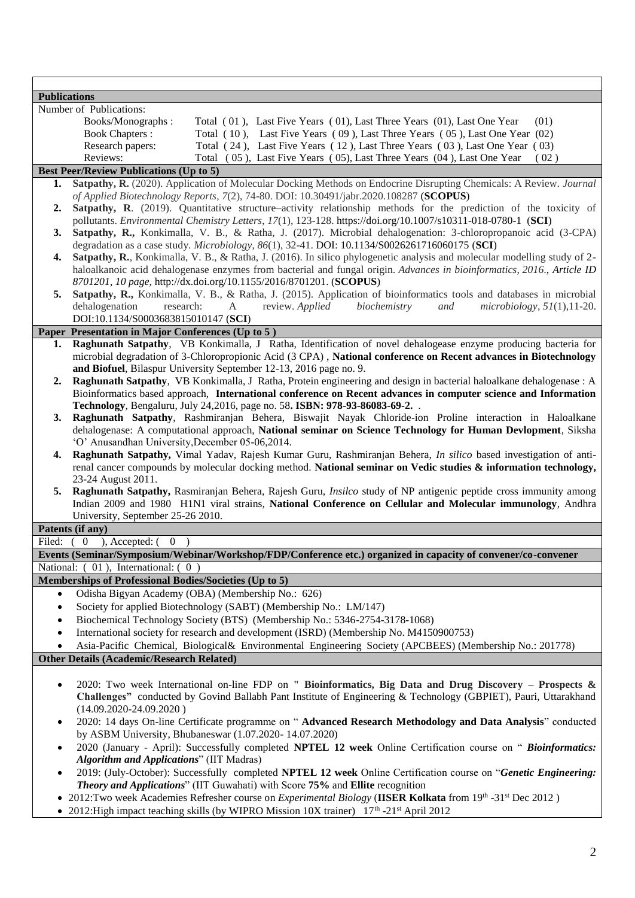## Publications

Number of Publications:

| | |
|---|---|
| Books/Monographs : | Total ( 01 ), Last Five Years ( 01), Last Three Years (01), Last One Year (01) |
| Book Chapters : | Total ( 10 ), Last Five Years ( 09 ), Last Three Years ( 05 ), Last One Year (02) |
| Research papers: | Total ( 24 ), Last Five Years ( 12 ), Last Three Years ( 03 ), Last One Year ( 03) |
| Reviews: | Total ( 05 ), Last Five Years ( 05), Last Three Years (04 ), Last One Year ( 02 ) |

### Best Peer/Review Publications (Up to 5)

1. **Satpathy, R.** (2020). Application of Molecular Docking Methods on Endocrine Disrupting Chemicals: A Review. *Journal of Applied Biotechnology Reports*, *7*(2), 74-80. DOI: 10.30491/jabr.2020.108287 (**SCOPUS**)
2. **Satpathy, R**. (2019). Quantitative structure–activity relationship methods for the prediction of the toxicity of pollutants. *Environmental Chemistry Letters*, *17*(1), 123-128. https://doi.org/10.1007/s10311-018-0780-1 (**SCI**)
3. **Satpathy, R.,** Konkimalla, V. B., & Ratha, J. (2017). Microbial dehalogenation: 3-chloropropanoic acid (3-CPA) degradation as a case study. *Microbiology*, *86*(1), 32-41. DOI: 10.1134/S0026261716060175 (**SCI**)
4. **Satpathy, R.**, Konkimalla, V. B., & Ratha, J. (2016). In silico phylogenetic analysis and molecular modelling study of 2-haloalkanoic acid dehalogenase enzymes from bacterial and fungal origin. *Advances in bioinformatics*, *2016.*, *Article ID 8701201, 10 page,* http://dx.doi.org/10.1155/2016/8701201. (**SCOPUS**)
5. **Satpathy, R.,** Konkimalla, V. B., & Ratha, J. (2015). Application of bioinformatics tools and databases in microbial dehalogenation research: A review. *Applied biochemistry and microbiology*, *51*(1),11-20. DOI:10.1134/S0003683815010147 (**SCI**)

### Paper Presentation in Major Conferences (Up to 5 )

1. **Raghunath Satpathy**, VB Konkimalla, J Ratha, Identification of novel dehalogease enzyme producing bacteria for microbial degradation of 3-Chloropropionic Acid (3 CPA) , **National conference on Recent advances in Biotechnology and Biofuel**, Bilaspur University September 12-13, 2016 page no. 9.
2. **Raghunath Satpathy**, VB Konkimalla, J Ratha, Protein engineering and design in bacterial haloalkane dehalogenase : A Bioinformatics based approach, **International conference on Recent advances in computer science and Information Technology**, Bengaluru, July 24,2016, page no. 58**. ISBN: 978-93-86083-69-2.** .
3. **Raghunath Satpathy**, Rashmiranjan Behera, Biswajit Nayak Chloride-ion Proline interaction in Haloalkane dehalogenase: A computational approach, **National seminar on Science Technology for Human Devlopment**, Siksha 'O' Anusandhan University,December 05-06,2014.
4. **Raghunath Satpathy,** Vimal Yadav, Rajesh Kumar Guru, Rashmiranjan Behera, *In silico* based investigation of anti-renal cancer compounds by molecular docking method. **National seminar on Vedic studies & information technology,** 23-24 August 2011.
5. **Raghunath Satpathy,** Rasmiranjan Behera, Rajesh Guru, *Insilco* study of NP antigenic peptide cross immunity among Indian 2009 and 1980 H1N1 viral strains, **National Conference on Cellular and Molecular immunology**, Andhra University, September 25-26 2010.

### Patents (if any)

Filed: ( 0 ), Accepted: ( 0 )

### Events (Seminar/Symposium/Webinar/Workshop/FDP/Conference etc.) organized in capacity of convener/co-convener

National: ( 01 ), International: ( 0 )

### Memberships of Professional Bodies/Societies (Up to 5)

- Odisha Bigyan Academy (OBA) (Membership No.: 626)
- Society for applied Biotechnology (SABT) (Membership No.: LM/147)
- Biochemical Technology Society (BTS) (Membership No.: 5346-2754-3178-1068)
- International society for research and development (ISRD) (Membership No. M4150900753)
- Asia-Pacific Chemical, Biological& Environmental Engineering Society (APCBEES) (Membership No.: 201778)

### Other Details (Academic/Research Related)

- 2020: Two week International on-line FDP on **" Bioinformatics, Big Data and Drug Discovery – Prospects & Challenges"** conducted by Govind Ballabh Pant Institute of Engineering & Technology (GBPIET), Pauri, Uttarakhand (14.09.2020-24.09.2020 )
- 2020: 14 days On-line Certificate programme on " **Advanced Research Methodology and Data Analysis**" conducted by ASBM University, Bhubaneswar (1.07.2020- 14.07.2020)
- 2020 (January - April): Successfully completed **NPTEL 12 week** Online Certification course on " ***Bioinformatics: Algorithm and Applications***" (IIT Madras)
- 2019: (July-October): Successfully completed **NPTEL 12 week** Online Certification course on "***Genetic Engineering: Theory and Applications***" (IIT Guwahati) with Score **75%** and **Ellite** recognition
- 2012:Two week Academies Refresher course on *Experimental Biology* (**IISER Kolkata** from 19th -31st Dec 2012 )
- 2012:High impact teaching skills (by WIPRO Mission 10X trainer) 17th -21st April 2012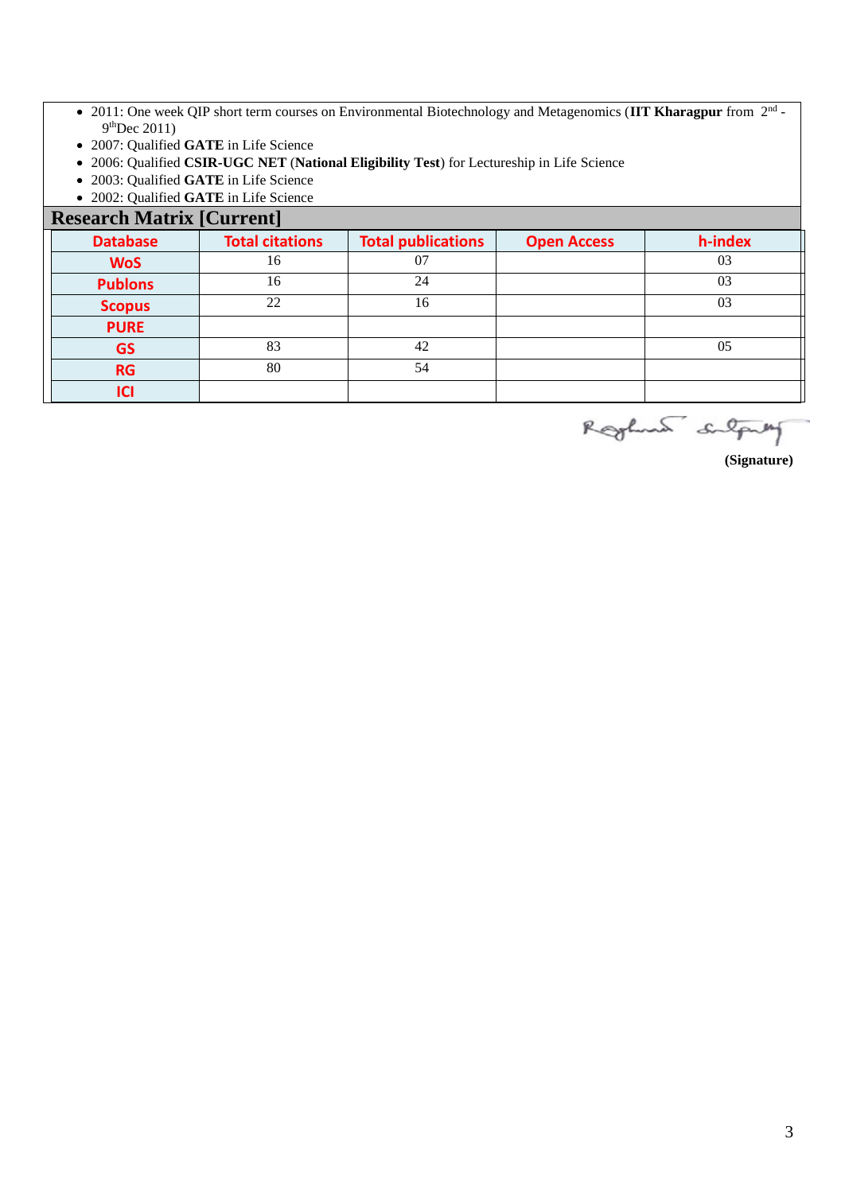- 2011: One week QIP short term courses on Environmental Biotechnology and Metagenomics (**IIT Kharagpur** from 2[nd] - 9[th] Dec 2011)
- 2007: Qualified **GATE** in Life Science
- 2006: Qualified **CSIR-UGC NET** (**National Eligibility Test**) for Lectureship in Life Science
- 2003: Qualified **GATE** in Life Science
- 2002: Qualified **GATE** in Life Science

## Research Matrix [Current]

| Database | Total citations | Total publications | Open Access | h-index |
|---|---|---|---|---|
| WoS | 16 | 07 | | 03 |
| Publons | 16 | 24 | | 03 |
| Scopus | 22 | 16 | | 03 |
| PURE | | | | |
| GS | 83 | 42 | | 05 |
| RG | 80 | 54 | | |
| ICI | | | | |

**(Signature)**